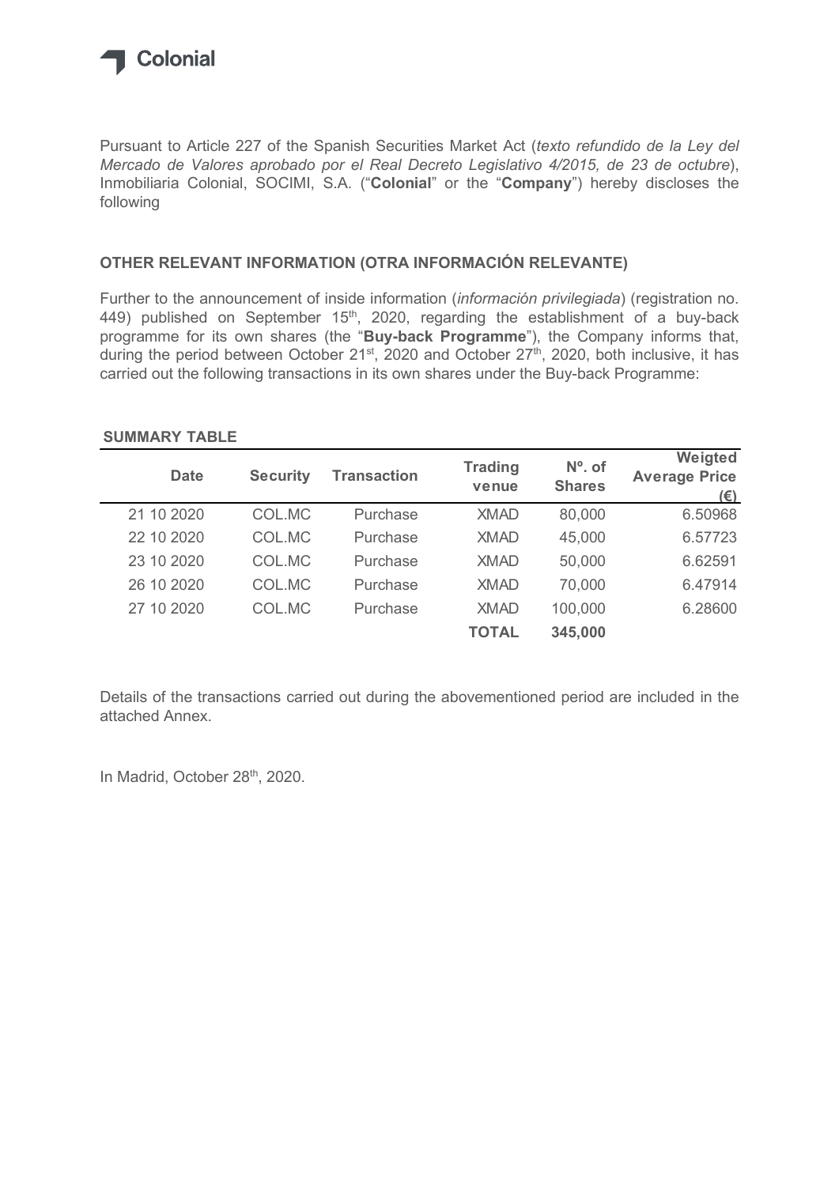Colonial

Pursuant to Article 227 of the Spanish Securities Market Act (*texto refundido de la Ley del Mercado de Valores aprobado por el Real Decreto Legislativo 4/2015, de 23 de octubre*), Inmobiliaria Colonial, SOCIMI, S.A. ("**Colonial**" or the "**Company**") hereby discloses the following

## OTHER RELEVANT INFORMATION (OTRA INFORMACIÓN RELEVANTE)

Further to the announcement of inside information (*información privilegiada*) (registration no. 449) published on September 15th, 2020, regarding the establishment of a buy-back programme for its own shares (the "**Buy-back Programme**"), the Company informs that, during the period between October 21st, 2020 and October 27th, 2020, both inclusive, it has carried out the following transactions in its own shares under the Buy-back Programme:

**SUMMARY TABLE**

| Date | Security | Transaction | Trading venue | Nº. of Shares | Weigted Average Price (€) |
|---|---|---|---|---|---|
| 21 10 2020 | COL.MC | Purchase | XMAD | 80,000 | 6.50968 |
| 22 10 2020 | COL.MC | Purchase | XMAD | 45,000 | 6.57723 |
| 23 10 2020 | COL.MC | Purchase | XMAD | 50,000 | 6.62591 |
| 26 10 2020 | COL.MC | Purchase | XMAD | 70,000 | 6.47914 |
| 27 10 2020 | COL.MC | Purchase | XMAD | 100,000 | 6.28600 |
| | | | **TOTAL** | **345,000** | |

Details of the transactions carried out during the abovementioned period are included in the attached Annex.

In Madrid, October 28th, 2020.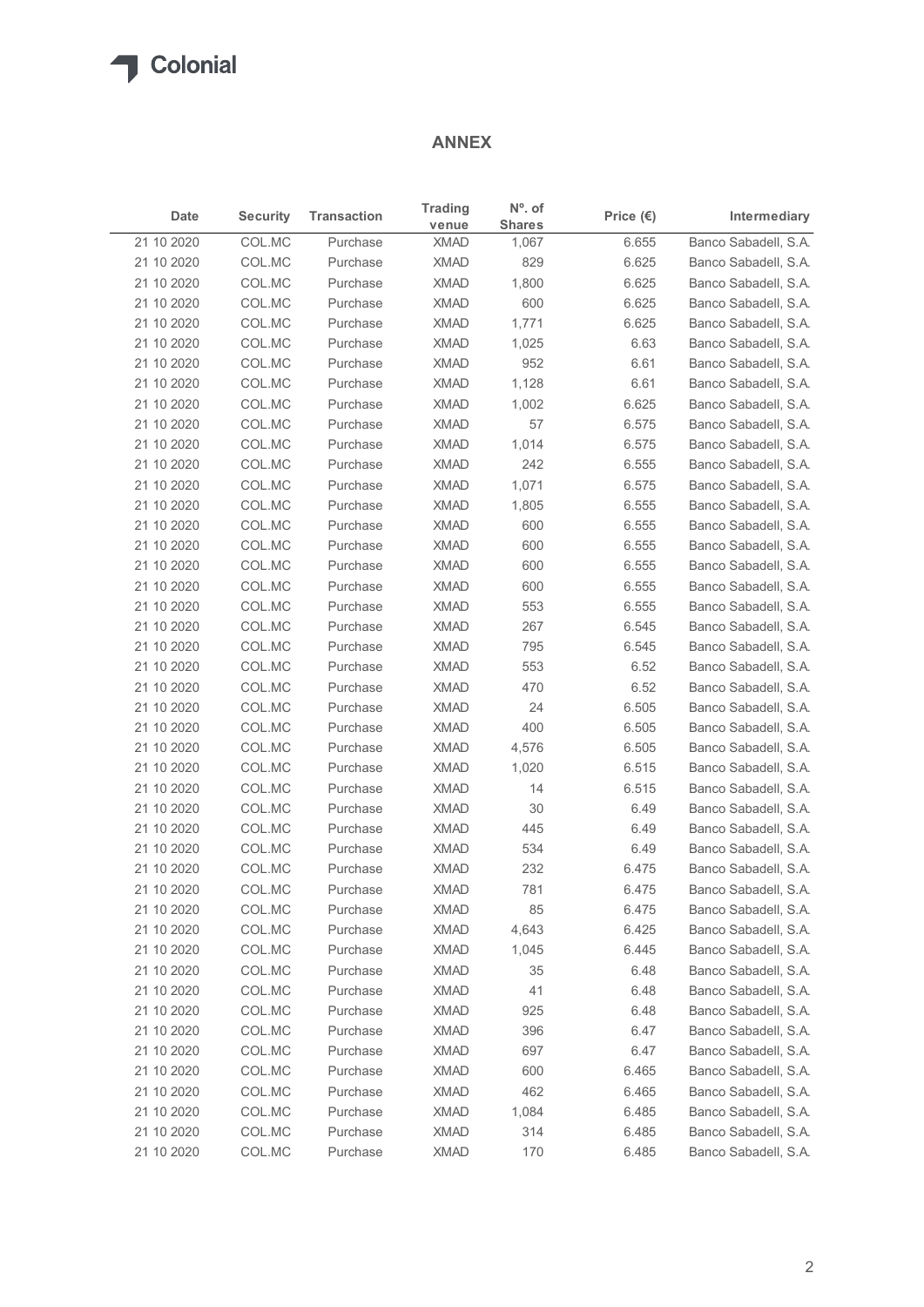## ANNEX

| Date | Security | Transaction | Trading venue | Nº. of Shares | Price (€) | Intermediary |
|---|---|---|---|---|---|---|
| 21 10 2020 | COL.MC | Purchase | XMAD | 1,067 | 6.655 | Banco Sabadell, S.A. |
| 21 10 2020 | COL.MC | Purchase | XMAD | 829 | 6.625 | Banco Sabadell, S.A. |
| 21 10 2020 | COL.MC | Purchase | XMAD | 1,800 | 6.625 | Banco Sabadell, S.A. |
| 21 10 2020 | COL.MC | Purchase | XMAD | 600 | 6.625 | Banco Sabadell, S.A. |
| 21 10 2020 | COL.MC | Purchase | XMAD | 1,771 | 6.625 | Banco Sabadell, S.A. |
| 21 10 2020 | COL.MC | Purchase | XMAD | 1,025 | 6.63 | Banco Sabadell, S.A. |
| 21 10 2020 | COL.MC | Purchase | XMAD | 952 | 6.61 | Banco Sabadell, S.A. |
| 21 10 2020 | COL.MC | Purchase | XMAD | 1,128 | 6.61 | Banco Sabadell, S.A. |
| 21 10 2020 | COL.MC | Purchase | XMAD | 1,002 | 6.625 | Banco Sabadell, S.A. |
| 21 10 2020 | COL.MC | Purchase | XMAD | 57 | 6.575 | Banco Sabadell, S.A. |
| 21 10 2020 | COL.MC | Purchase | XMAD | 1,014 | 6.575 | Banco Sabadell, S.A. |
| 21 10 2020 | COL.MC | Purchase | XMAD | 242 | 6.555 | Banco Sabadell, S.A. |
| 21 10 2020 | COL.MC | Purchase | XMAD | 1,071 | 6.575 | Banco Sabadell, S.A. |
| 21 10 2020 | COL.MC | Purchase | XMAD | 1,805 | 6.555 | Banco Sabadell, S.A. |
| 21 10 2020 | COL.MC | Purchase | XMAD | 600 | 6.555 | Banco Sabadell, S.A. |
| 21 10 2020 | COL.MC | Purchase | XMAD | 600 | 6.555 | Banco Sabadell, S.A. |
| 21 10 2020 | COL.MC | Purchase | XMAD | 600 | 6.555 | Banco Sabadell, S.A. |
| 21 10 2020 | COL.MC | Purchase | XMAD | 600 | 6.555 | Banco Sabadell, S.A. |
| 21 10 2020 | COL.MC | Purchase | XMAD | 553 | 6.555 | Banco Sabadell, S.A. |
| 21 10 2020 | COL.MC | Purchase | XMAD | 267 | 6.545 | Banco Sabadell, S.A. |
| 21 10 2020 | COL.MC | Purchase | XMAD | 795 | 6.545 | Banco Sabadell, S.A. |
| 21 10 2020 | COL.MC | Purchase | XMAD | 553 | 6.52 | Banco Sabadell, S.A. |
| 21 10 2020 | COL.MC | Purchase | XMAD | 470 | 6.52 | Banco Sabadell, S.A. |
| 21 10 2020 | COL.MC | Purchase | XMAD | 24 | 6.505 | Banco Sabadell, S.A. |
| 21 10 2020 | COL.MC | Purchase | XMAD | 400 | 6.505 | Banco Sabadell, S.A. |
| 21 10 2020 | COL.MC | Purchase | XMAD | 4,576 | 6.505 | Banco Sabadell, S.A. |
| 21 10 2020 | COL.MC | Purchase | XMAD | 1,020 | 6.515 | Banco Sabadell, S.A. |
| 21 10 2020 | COL.MC | Purchase | XMAD | 14 | 6.515 | Banco Sabadell, S.A. |
| 21 10 2020 | COL.MC | Purchase | XMAD | 30 | 6.49 | Banco Sabadell, S.A. |
| 21 10 2020 | COL.MC | Purchase | XMAD | 445 | 6.49 | Banco Sabadell, S.A. |
| 21 10 2020 | COL.MC | Purchase | XMAD | 534 | 6.49 | Banco Sabadell, S.A. |
| 21 10 2020 | COL.MC | Purchase | XMAD | 232 | 6.475 | Banco Sabadell, S.A. |
| 21 10 2020 | COL.MC | Purchase | XMAD | 781 | 6.475 | Banco Sabadell, S.A. |
| 21 10 2020 | COL.MC | Purchase | XMAD | 85 | 6.475 | Banco Sabadell, S.A. |
| 21 10 2020 | COL.MC | Purchase | XMAD | 4,643 | 6.425 | Banco Sabadell, S.A. |
| 21 10 2020 | COL.MC | Purchase | XMAD | 1,045 | 6.445 | Banco Sabadell, S.A. |
| 21 10 2020 | COL.MC | Purchase | XMAD | 35 | 6.48 | Banco Sabadell, S.A. |
| 21 10 2020 | COL.MC | Purchase | XMAD | 41 | 6.48 | Banco Sabadell, S.A. |
| 21 10 2020 | COL.MC | Purchase | XMAD | 925 | 6.48 | Banco Sabadell, S.A. |
| 21 10 2020 | COL.MC | Purchase | XMAD | 396 | 6.47 | Banco Sabadell, S.A. |
| 21 10 2020 | COL.MC | Purchase | XMAD | 697 | 6.47 | Banco Sabadell, S.A. |
| 21 10 2020 | COL.MC | Purchase | XMAD | 600 | 6.465 | Banco Sabadell, S.A. |
| 21 10 2020 | COL.MC | Purchase | XMAD | 462 | 6.465 | Banco Sabadell, S.A. |
| 21 10 2020 | COL.MC | Purchase | XMAD | 1,084 | 6.485 | Banco Sabadell, S.A. |
| 21 10 2020 | COL.MC | Purchase | XMAD | 314 | 6.485 | Banco Sabadell, S.A. |
| 21 10 2020 | COL.MC | Purchase | XMAD | 170 | 6.485 | Banco Sabadell, S.A. |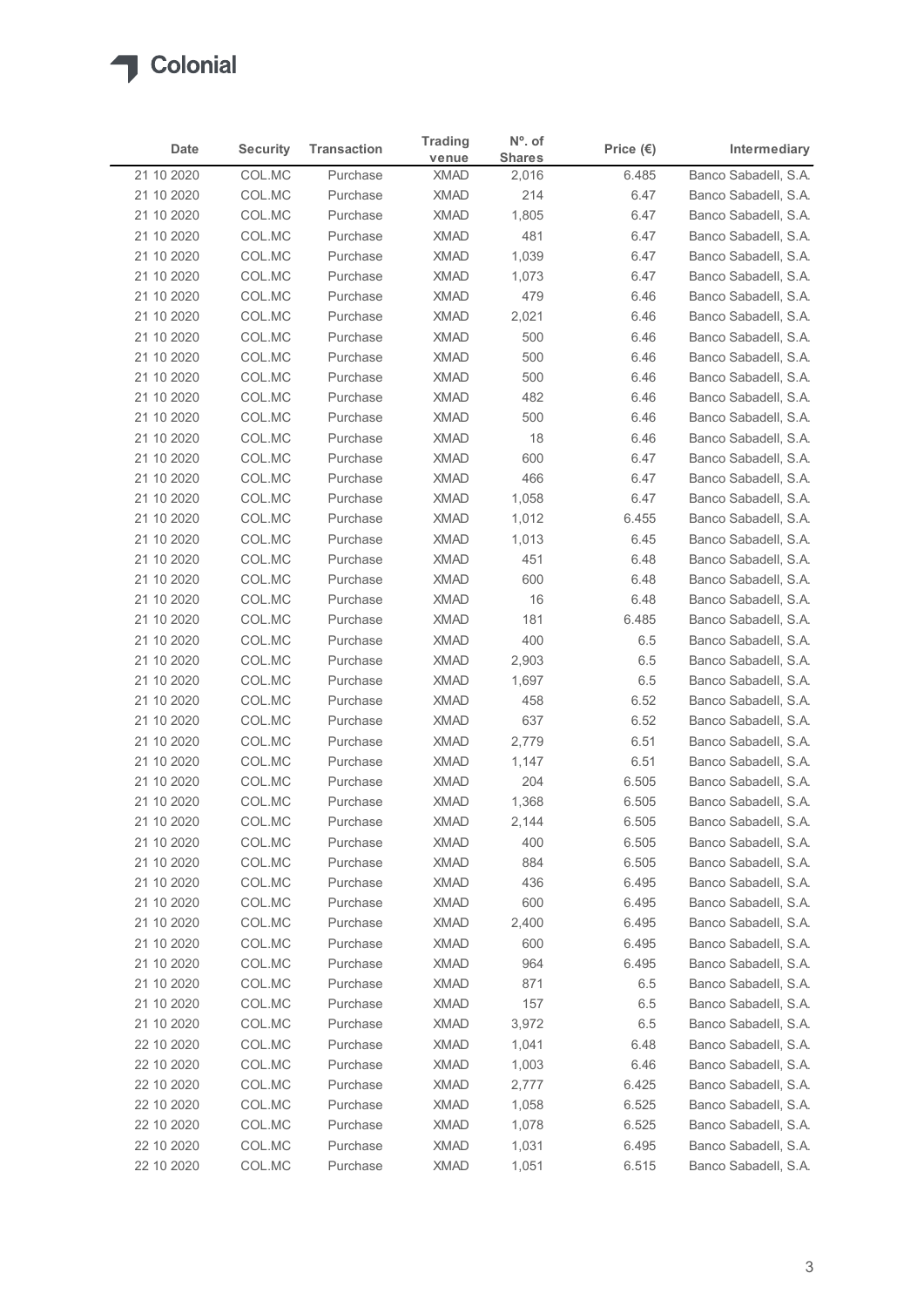# Colonial

| Date | Security | Transaction | Trading venue | Nº. of Shares | Price (€) | Intermediary |
|---|---|---|---|---|---|---|
| 21 10 2020 | COL.MC | Purchase | XMAD | 2,016 | 6.485 | Banco Sabadell, S.A. |
| 21 10 2020 | COL.MC | Purchase | XMAD | 214 | 6.47 | Banco Sabadell, S.A. |
| 21 10 2020 | COL.MC | Purchase | XMAD | 1,805 | 6.47 | Banco Sabadell, S.A. |
| 21 10 2020 | COL.MC | Purchase | XMAD | 481 | 6.47 | Banco Sabadell, S.A. |
| 21 10 2020 | COL.MC | Purchase | XMAD | 1,039 | 6.47 | Banco Sabadell, S.A. |
| 21 10 2020 | COL.MC | Purchase | XMAD | 1,073 | 6.47 | Banco Sabadell, S.A. |
| 21 10 2020 | COL.MC | Purchase | XMAD | 479 | 6.46 | Banco Sabadell, S.A. |
| 21 10 2020 | COL.MC | Purchase | XMAD | 2,021 | 6.46 | Banco Sabadell, S.A. |
| 21 10 2020 | COL.MC | Purchase | XMAD | 500 | 6.46 | Banco Sabadell, S.A. |
| 21 10 2020 | COL.MC | Purchase | XMAD | 500 | 6.46 | Banco Sabadell, S.A. |
| 21 10 2020 | COL.MC | Purchase | XMAD | 500 | 6.46 | Banco Sabadell, S.A. |
| 21 10 2020 | COL.MC | Purchase | XMAD | 482 | 6.46 | Banco Sabadell, S.A. |
| 21 10 2020 | COL.MC | Purchase | XMAD | 500 | 6.46 | Banco Sabadell, S.A. |
| 21 10 2020 | COL.MC | Purchase | XMAD | 18 | 6.46 | Banco Sabadell, S.A. |
| 21 10 2020 | COL.MC | Purchase | XMAD | 600 | 6.47 | Banco Sabadell, S.A. |
| 21 10 2020 | COL.MC | Purchase | XMAD | 466 | 6.47 | Banco Sabadell, S.A. |
| 21 10 2020 | COL.MC | Purchase | XMAD | 1,058 | 6.47 | Banco Sabadell, S.A. |
| 21 10 2020 | COL.MC | Purchase | XMAD | 1,012 | 6.455 | Banco Sabadell, S.A. |
| 21 10 2020 | COL.MC | Purchase | XMAD | 1,013 | 6.45 | Banco Sabadell, S.A. |
| 21 10 2020 | COL.MC | Purchase | XMAD | 451 | 6.48 | Banco Sabadell, S.A. |
| 21 10 2020 | COL.MC | Purchase | XMAD | 600 | 6.48 | Banco Sabadell, S.A. |
| 21 10 2020 | COL.MC | Purchase | XMAD | 16 | 6.48 | Banco Sabadell, S.A. |
| 21 10 2020 | COL.MC | Purchase | XMAD | 181 | 6.485 | Banco Sabadell, S.A. |
| 21 10 2020 | COL.MC | Purchase | XMAD | 400 | 6.5 | Banco Sabadell, S.A. |
| 21 10 2020 | COL.MC | Purchase | XMAD | 2,903 | 6.5 | Banco Sabadell, S.A. |
| 21 10 2020 | COL.MC | Purchase | XMAD | 1,697 | 6.5 | Banco Sabadell, S.A. |
| 21 10 2020 | COL.MC | Purchase | XMAD | 458 | 6.52 | Banco Sabadell, S.A. |
| 21 10 2020 | COL.MC | Purchase | XMAD | 637 | 6.52 | Banco Sabadell, S.A. |
| 21 10 2020 | COL.MC | Purchase | XMAD | 2,779 | 6.51 | Banco Sabadell, S.A. |
| 21 10 2020 | COL.MC | Purchase | XMAD | 1,147 | 6.51 | Banco Sabadell, S.A. |
| 21 10 2020 | COL.MC | Purchase | XMAD | 204 | 6.505 | Banco Sabadell, S.A. |
| 21 10 2020 | COL.MC | Purchase | XMAD | 1,368 | 6.505 | Banco Sabadell, S.A. |
| 21 10 2020 | COL.MC | Purchase | XMAD | 2,144 | 6.505 | Banco Sabadell, S.A. |
| 21 10 2020 | COL.MC | Purchase | XMAD | 400 | 6.505 | Banco Sabadell, S.A. |
| 21 10 2020 | COL.MC | Purchase | XMAD | 884 | 6.505 | Banco Sabadell, S.A. |
| 21 10 2020 | COL.MC | Purchase | XMAD | 436 | 6.495 | Banco Sabadell, S.A. |
| 21 10 2020 | COL.MC | Purchase | XMAD | 600 | 6.495 | Banco Sabadell, S.A. |
| 21 10 2020 | COL.MC | Purchase | XMAD | 2,400 | 6.495 | Banco Sabadell, S.A. |
| 21 10 2020 | COL.MC | Purchase | XMAD | 600 | 6.495 | Banco Sabadell, S.A. |
| 21 10 2020 | COL.MC | Purchase | XMAD | 964 | 6.495 | Banco Sabadell, S.A. |
| 21 10 2020 | COL.MC | Purchase | XMAD | 871 | 6.5 | Banco Sabadell, S.A. |
| 21 10 2020 | COL.MC | Purchase | XMAD | 157 | 6.5 | Banco Sabadell, S.A. |
| 21 10 2020 | COL.MC | Purchase | XMAD | 3,972 | 6.5 | Banco Sabadell, S.A. |
| 22 10 2020 | COL.MC | Purchase | XMAD | 1,041 | 6.48 | Banco Sabadell, S.A. |
| 22 10 2020 | COL.MC | Purchase | XMAD | 1,003 | 6.46 | Banco Sabadell, S.A. |
| 22 10 2020 | COL.MC | Purchase | XMAD | 2,777 | 6.425 | Banco Sabadell, S.A. |
| 22 10 2020 | COL.MC | Purchase | XMAD | 1,058 | 6.525 | Banco Sabadell, S.A. |
| 22 10 2020 | COL.MC | Purchase | XMAD | 1,078 | 6.525 | Banco Sabadell, S.A. |
| 22 10 2020 | COL.MC | Purchase | XMAD | 1,031 | 6.495 | Banco Sabadell, S.A. |
| 22 10 2020 | COL.MC | Purchase | XMAD | 1,051 | 6.515 | Banco Sabadell, S.A. |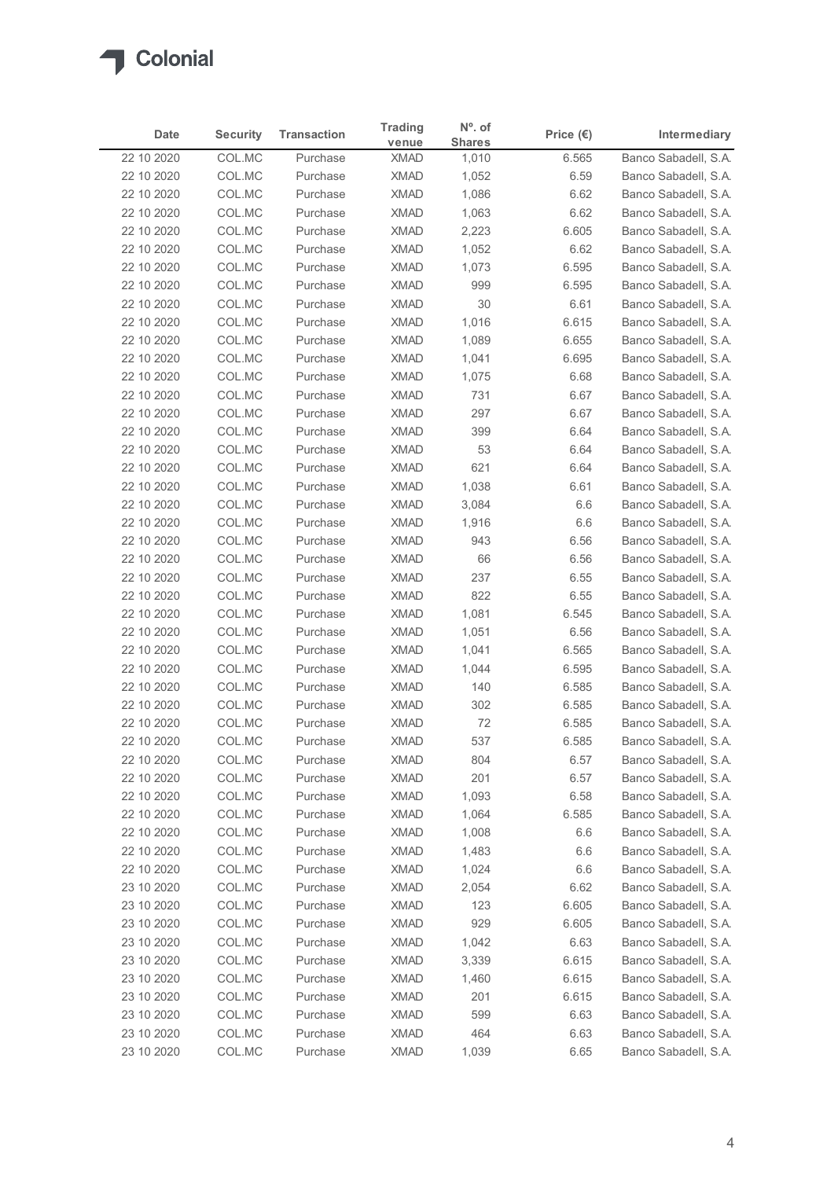| Date | Security | Transaction | Trading venue | Nº. of Shares | Price (€) | Intermediary |
|---|---|---|---|---|---|---|
| 22 10 2020 | COL.MC | Purchase | XMAD | 1,010 | 6.565 | Banco Sabadell, S.A. |
| 22 10 2020 | COL.MC | Purchase | XMAD | 1,052 | 6.59 | Banco Sabadell, S.A. |
| 22 10 2020 | COL.MC | Purchase | XMAD | 1,086 | 6.62 | Banco Sabadell, S.A. |
| 22 10 2020 | COL.MC | Purchase | XMAD | 1,063 | 6.62 | Banco Sabadell, S.A. |
| 22 10 2020 | COL.MC | Purchase | XMAD | 2,223 | 6.605 | Banco Sabadell, S.A. |
| 22 10 2020 | COL.MC | Purchase | XMAD | 1,052 | 6.62 | Banco Sabadell, S.A. |
| 22 10 2020 | COL.MC | Purchase | XMAD | 1,073 | 6.595 | Banco Sabadell, S.A. |
| 22 10 2020 | COL.MC | Purchase | XMAD | 999 | 6.595 | Banco Sabadell, S.A. |
| 22 10 2020 | COL.MC | Purchase | XMAD | 30 | 6.61 | Banco Sabadell, S.A. |
| 22 10 2020 | COL.MC | Purchase | XMAD | 1,016 | 6.615 | Banco Sabadell, S.A. |
| 22 10 2020 | COL.MC | Purchase | XMAD | 1,089 | 6.655 | Banco Sabadell, S.A. |
| 22 10 2020 | COL.MC | Purchase | XMAD | 1,041 | 6.695 | Banco Sabadell, S.A. |
| 22 10 2020 | COL.MC | Purchase | XMAD | 1,075 | 6.68 | Banco Sabadell, S.A. |
| 22 10 2020 | COL.MC | Purchase | XMAD | 731 | 6.67 | Banco Sabadell, S.A. |
| 22 10 2020 | COL.MC | Purchase | XMAD | 297 | 6.67 | Banco Sabadell, S.A. |
| 22 10 2020 | COL.MC | Purchase | XMAD | 399 | 6.64 | Banco Sabadell, S.A. |
| 22 10 2020 | COL.MC | Purchase | XMAD | 53 | 6.64 | Banco Sabadell, S.A. |
| 22 10 2020 | COL.MC | Purchase | XMAD | 621 | 6.64 | Banco Sabadell, S.A. |
| 22 10 2020 | COL.MC | Purchase | XMAD | 1,038 | 6.61 | Banco Sabadell, S.A. |
| 22 10 2020 | COL.MC | Purchase | XMAD | 3,084 | 6.6 | Banco Sabadell, S.A. |
| 22 10 2020 | COL.MC | Purchase | XMAD | 1,916 | 6.6 | Banco Sabadell, S.A. |
| 22 10 2020 | COL.MC | Purchase | XMAD | 943 | 6.56 | Banco Sabadell, S.A. |
| 22 10 2020 | COL.MC | Purchase | XMAD | 66 | 6.56 | Banco Sabadell, S.A. |
| 22 10 2020 | COL.MC | Purchase | XMAD | 237 | 6.55 | Banco Sabadell, S.A. |
| 22 10 2020 | COL.MC | Purchase | XMAD | 822 | 6.55 | Banco Sabadell, S.A. |
| 22 10 2020 | COL.MC | Purchase | XMAD | 1,081 | 6.545 | Banco Sabadell, S.A. |
| 22 10 2020 | COL.MC | Purchase | XMAD | 1,051 | 6.56 | Banco Sabadell, S.A. |
| 22 10 2020 | COL.MC | Purchase | XMAD | 1,041 | 6.565 | Banco Sabadell, S.A. |
| 22 10 2020 | COL.MC | Purchase | XMAD | 1,044 | 6.595 | Banco Sabadell, S.A. |
| 22 10 2020 | COL.MC | Purchase | XMAD | 140 | 6.585 | Banco Sabadell, S.A. |
| 22 10 2020 | COL.MC | Purchase | XMAD | 302 | 6.585 | Banco Sabadell, S.A. |
| 22 10 2020 | COL.MC | Purchase | XMAD | 72 | 6.585 | Banco Sabadell, S.A. |
| 22 10 2020 | COL.MC | Purchase | XMAD | 537 | 6.585 | Banco Sabadell, S.A. |
| 22 10 2020 | COL.MC | Purchase | XMAD | 804 | 6.57 | Banco Sabadell, S.A. |
| 22 10 2020 | COL.MC | Purchase | XMAD | 201 | 6.57 | Banco Sabadell, S.A. |
| 22 10 2020 | COL.MC | Purchase | XMAD | 1,093 | 6.58 | Banco Sabadell, S.A. |
| 22 10 2020 | COL.MC | Purchase | XMAD | 1,064 | 6.585 | Banco Sabadell, S.A. |
| 22 10 2020 | COL.MC | Purchase | XMAD | 1,008 | 6.6 | Banco Sabadell, S.A. |
| 22 10 2020 | COL.MC | Purchase | XMAD | 1,483 | 6.6 | Banco Sabadell, S.A. |
| 22 10 2020 | COL.MC | Purchase | XMAD | 1,024 | 6.6 | Banco Sabadell, S.A. |
| 23 10 2020 | COL.MC | Purchase | XMAD | 2,054 | 6.62 | Banco Sabadell, S.A. |
| 23 10 2020 | COL.MC | Purchase | XMAD | 123 | 6.605 | Banco Sabadell, S.A. |
| 23 10 2020 | COL.MC | Purchase | XMAD | 929 | 6.605 | Banco Sabadell, S.A. |
| 23 10 2020 | COL.MC | Purchase | XMAD | 1,042 | 6.63 | Banco Sabadell, S.A. |
| 23 10 2020 | COL.MC | Purchase | XMAD | 3,339 | 6.615 | Banco Sabadell, S.A. |
| 23 10 2020 | COL.MC | Purchase | XMAD | 1,460 | 6.615 | Banco Sabadell, S.A. |
| 23 10 2020 | COL.MC | Purchase | XMAD | 201 | 6.615 | Banco Sabadell, S.A. |
| 23 10 2020 | COL.MC | Purchase | XMAD | 599 | 6.63 | Banco Sabadell, S.A. |
| 23 10 2020 | COL.MC | Purchase | XMAD | 464 | 6.63 | Banco Sabadell, S.A. |
| 23 10 2020 | COL.MC | Purchase | XMAD | 1,039 | 6.65 | Banco Sabadell, S.A. |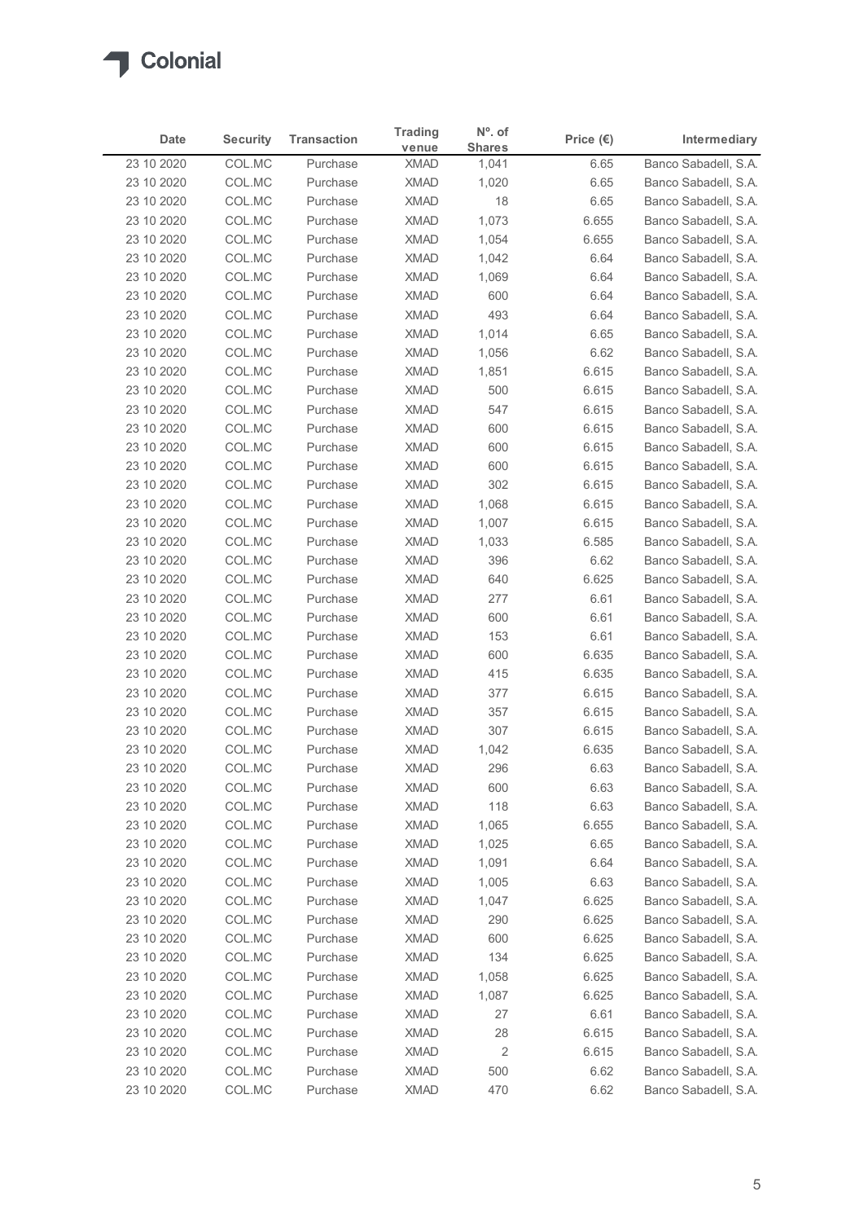| Date | Security | Transaction | Trading venue | Nº. of Shares | Price (€) | Intermediary |
|---|---|---|---|---|---|---|
| 23 10 2020 | COL.MC | Purchase | XMAD | 1,041 | 6.65 | Banco Sabadell, S.A. |
| 23 10 2020 | COL.MC | Purchase | XMAD | 1,020 | 6.65 | Banco Sabadell, S.A. |
| 23 10 2020 | COL.MC | Purchase | XMAD | 18 | 6.65 | Banco Sabadell, S.A. |
| 23 10 2020 | COL.MC | Purchase | XMAD | 1,073 | 6.655 | Banco Sabadell, S.A. |
| 23 10 2020 | COL.MC | Purchase | XMAD | 1,054 | 6.655 | Banco Sabadell, S.A. |
| 23 10 2020 | COL.MC | Purchase | XMAD | 1,042 | 6.64 | Banco Sabadell, S.A. |
| 23 10 2020 | COL.MC | Purchase | XMAD | 1,069 | 6.64 | Banco Sabadell, S.A. |
| 23 10 2020 | COL.MC | Purchase | XMAD | 600 | 6.64 | Banco Sabadell, S.A. |
| 23 10 2020 | COL.MC | Purchase | XMAD | 493 | 6.64 | Banco Sabadell, S.A. |
| 23 10 2020 | COL.MC | Purchase | XMAD | 1,014 | 6.65 | Banco Sabadell, S.A. |
| 23 10 2020 | COL.MC | Purchase | XMAD | 1,056 | 6.62 | Banco Sabadell, S.A. |
| 23 10 2020 | COL.MC | Purchase | XMAD | 1,851 | 6.615 | Banco Sabadell, S.A. |
| 23 10 2020 | COL.MC | Purchase | XMAD | 500 | 6.615 | Banco Sabadell, S.A. |
| 23 10 2020 | COL.MC | Purchase | XMAD | 547 | 6.615 | Banco Sabadell, S.A. |
| 23 10 2020 | COL.MC | Purchase | XMAD | 600 | 6.615 | Banco Sabadell, S.A. |
| 23 10 2020 | COL.MC | Purchase | XMAD | 600 | 6.615 | Banco Sabadell, S.A. |
| 23 10 2020 | COL.MC | Purchase | XMAD | 600 | 6.615 | Banco Sabadell, S.A. |
| 23 10 2020 | COL.MC | Purchase | XMAD | 302 | 6.615 | Banco Sabadell, S.A. |
| 23 10 2020 | COL.MC | Purchase | XMAD | 1,068 | 6.615 | Banco Sabadell, S.A. |
| 23 10 2020 | COL.MC | Purchase | XMAD | 1,007 | 6.615 | Banco Sabadell, S.A. |
| 23 10 2020 | COL.MC | Purchase | XMAD | 1,033 | 6.585 | Banco Sabadell, S.A. |
| 23 10 2020 | COL.MC | Purchase | XMAD | 396 | 6.62 | Banco Sabadell, S.A. |
| 23 10 2020 | COL.MC | Purchase | XMAD | 640 | 6.625 | Banco Sabadell, S.A. |
| 23 10 2020 | COL.MC | Purchase | XMAD | 277 | 6.61 | Banco Sabadell, S.A. |
| 23 10 2020 | COL.MC | Purchase | XMAD | 600 | 6.61 | Banco Sabadell, S.A. |
| 23 10 2020 | COL.MC | Purchase | XMAD | 153 | 6.61 | Banco Sabadell, S.A. |
| 23 10 2020 | COL.MC | Purchase | XMAD | 600 | 6.635 | Banco Sabadell, S.A. |
| 23 10 2020 | COL.MC | Purchase | XMAD | 415 | 6.635 | Banco Sabadell, S.A. |
| 23 10 2020 | COL.MC | Purchase | XMAD | 377 | 6.615 | Banco Sabadell, S.A. |
| 23 10 2020 | COL.MC | Purchase | XMAD | 357 | 6.615 | Banco Sabadell, S.A. |
| 23 10 2020 | COL.MC | Purchase | XMAD | 307 | 6.615 | Banco Sabadell, S.A. |
| 23 10 2020 | COL.MC | Purchase | XMAD | 1,042 | 6.635 | Banco Sabadell, S.A. |
| 23 10 2020 | COL.MC | Purchase | XMAD | 296 | 6.63 | Banco Sabadell, S.A. |
| 23 10 2020 | COL.MC | Purchase | XMAD | 600 | 6.63 | Banco Sabadell, S.A. |
| 23 10 2020 | COL.MC | Purchase | XMAD | 118 | 6.63 | Banco Sabadell, S.A. |
| 23 10 2020 | COL.MC | Purchase | XMAD | 1,065 | 6.655 | Banco Sabadell, S.A. |
| 23 10 2020 | COL.MC | Purchase | XMAD | 1,025 | 6.65 | Banco Sabadell, S.A. |
| 23 10 2020 | COL.MC | Purchase | XMAD | 1,091 | 6.64 | Banco Sabadell, S.A. |
| 23 10 2020 | COL.MC | Purchase | XMAD | 1,005 | 6.63 | Banco Sabadell, S.A. |
| 23 10 2020 | COL.MC | Purchase | XMAD | 1,047 | 6.625 | Banco Sabadell, S.A. |
| 23 10 2020 | COL.MC | Purchase | XMAD | 290 | 6.625 | Banco Sabadell, S.A. |
| 23 10 2020 | COL.MC | Purchase | XMAD | 600 | 6.625 | Banco Sabadell, S.A. |
| 23 10 2020 | COL.MC | Purchase | XMAD | 134 | 6.625 | Banco Sabadell, S.A. |
| 23 10 2020 | COL.MC | Purchase | XMAD | 1,058 | 6.625 | Banco Sabadell, S.A. |
| 23 10 2020 | COL.MC | Purchase | XMAD | 1,087 | 6.625 | Banco Sabadell, S.A. |
| 23 10 2020 | COL.MC | Purchase | XMAD | 27 | 6.61 | Banco Sabadell, S.A. |
| 23 10 2020 | COL.MC | Purchase | XMAD | 28 | 6.615 | Banco Sabadell, S.A. |
| 23 10 2020 | COL.MC | Purchase | XMAD | 2 | 6.615 | Banco Sabadell, S.A. |
| 23 10 2020 | COL.MC | Purchase | XMAD | 500 | 6.62 | Banco Sabadell, S.A. |
| 23 10 2020 | COL.MC | Purchase | XMAD | 470 | 6.62 | Banco Sabadell, S.A. |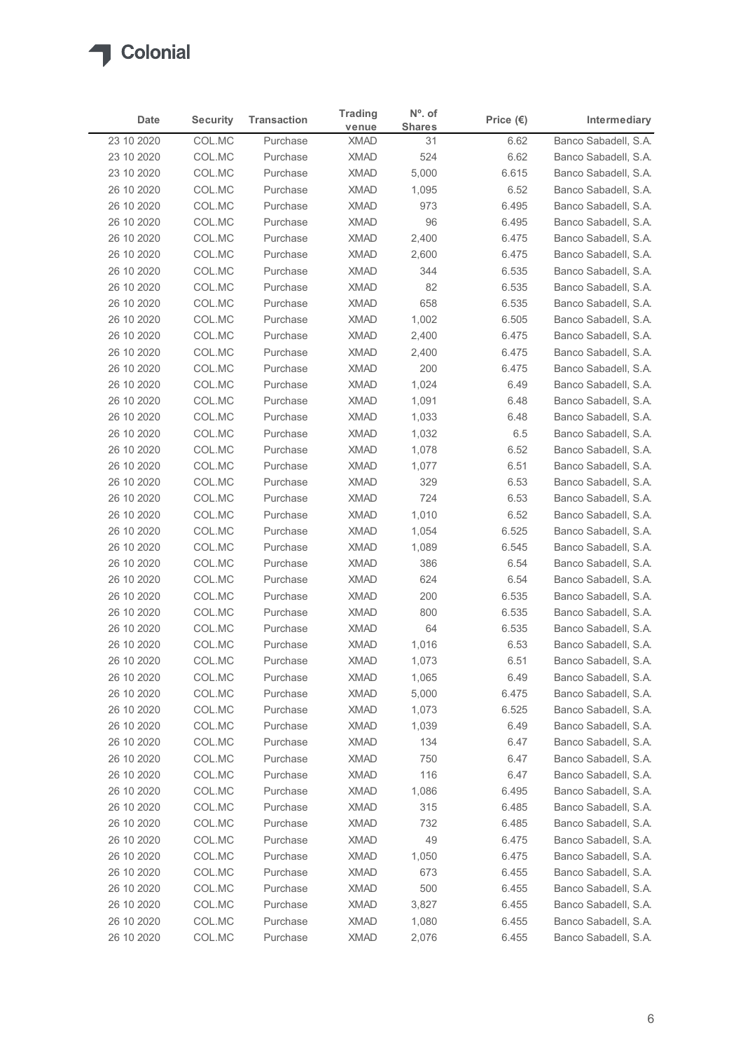| Date | Security | Transaction | Trading venue | Nº. of Shares | Price (€) | Intermediary |
|---|---|---|---|---|---|---|
| 23 10 2020 | COL.MC | Purchase | XMAD | 31 | 6.62 | Banco Sabadell, S.A. |
| 23 10 2020 | COL.MC | Purchase | XMAD | 524 | 6.62 | Banco Sabadell, S.A. |
| 23 10 2020 | COL.MC | Purchase | XMAD | 5,000 | 6.615 | Banco Sabadell, S.A. |
| 26 10 2020 | COL.MC | Purchase | XMAD | 1,095 | 6.52 | Banco Sabadell, S.A. |
| 26 10 2020 | COL.MC | Purchase | XMAD | 973 | 6.495 | Banco Sabadell, S.A. |
| 26 10 2020 | COL.MC | Purchase | XMAD | 96 | 6.495 | Banco Sabadell, S.A. |
| 26 10 2020 | COL.MC | Purchase | XMAD | 2,400 | 6.475 | Banco Sabadell, S.A. |
| 26 10 2020 | COL.MC | Purchase | XMAD | 2,600 | 6.475 | Banco Sabadell, S.A. |
| 26 10 2020 | COL.MC | Purchase | XMAD | 344 | 6.535 | Banco Sabadell, S.A. |
| 26 10 2020 | COL.MC | Purchase | XMAD | 82 | 6.535 | Banco Sabadell, S.A. |
| 26 10 2020 | COL.MC | Purchase | XMAD | 658 | 6.535 | Banco Sabadell, S.A. |
| 26 10 2020 | COL.MC | Purchase | XMAD | 1,002 | 6.505 | Banco Sabadell, S.A. |
| 26 10 2020 | COL.MC | Purchase | XMAD | 2,400 | 6.475 | Banco Sabadell, S.A. |
| 26 10 2020 | COL.MC | Purchase | XMAD | 2,400 | 6.475 | Banco Sabadell, S.A. |
| 26 10 2020 | COL.MC | Purchase | XMAD | 200 | 6.475 | Banco Sabadell, S.A. |
| 26 10 2020 | COL.MC | Purchase | XMAD | 1,024 | 6.49 | Banco Sabadell, S.A. |
| 26 10 2020 | COL.MC | Purchase | XMAD | 1,091 | 6.48 | Banco Sabadell, S.A. |
| 26 10 2020 | COL.MC | Purchase | XMAD | 1,033 | 6.48 | Banco Sabadell, S.A. |
| 26 10 2020 | COL.MC | Purchase | XMAD | 1,032 | 6.5 | Banco Sabadell, S.A. |
| 26 10 2020 | COL.MC | Purchase | XMAD | 1,078 | 6.52 | Banco Sabadell, S.A. |
| 26 10 2020 | COL.MC | Purchase | XMAD | 1,077 | 6.51 | Banco Sabadell, S.A. |
| 26 10 2020 | COL.MC | Purchase | XMAD | 329 | 6.53 | Banco Sabadell, S.A. |
| 26 10 2020 | COL.MC | Purchase | XMAD | 724 | 6.53 | Banco Sabadell, S.A. |
| 26 10 2020 | COL.MC | Purchase | XMAD | 1,010 | 6.52 | Banco Sabadell, S.A. |
| 26 10 2020 | COL.MC | Purchase | XMAD | 1,054 | 6.525 | Banco Sabadell, S.A. |
| 26 10 2020 | COL.MC | Purchase | XMAD | 1,089 | 6.545 | Banco Sabadell, S.A. |
| 26 10 2020 | COL.MC | Purchase | XMAD | 386 | 6.54 | Banco Sabadell, S.A. |
| 26 10 2020 | COL.MC | Purchase | XMAD | 624 | 6.54 | Banco Sabadell, S.A. |
| 26 10 2020 | COL.MC | Purchase | XMAD | 200 | 6.535 | Banco Sabadell, S.A. |
| 26 10 2020 | COL.MC | Purchase | XMAD | 800 | 6.535 | Banco Sabadell, S.A. |
| 26 10 2020 | COL.MC | Purchase | XMAD | 64 | 6.535 | Banco Sabadell, S.A. |
| 26 10 2020 | COL.MC | Purchase | XMAD | 1,016 | 6.53 | Banco Sabadell, S.A. |
| 26 10 2020 | COL.MC | Purchase | XMAD | 1,073 | 6.51 | Banco Sabadell, S.A. |
| 26 10 2020 | COL.MC | Purchase | XMAD | 1,065 | 6.49 | Banco Sabadell, S.A. |
| 26 10 2020 | COL.MC | Purchase | XMAD | 5,000 | 6.475 | Banco Sabadell, S.A. |
| 26 10 2020 | COL.MC | Purchase | XMAD | 1,073 | 6.525 | Banco Sabadell, S.A. |
| 26 10 2020 | COL.MC | Purchase | XMAD | 1,039 | 6.49 | Banco Sabadell, S.A. |
| 26 10 2020 | COL.MC | Purchase | XMAD | 134 | 6.47 | Banco Sabadell, S.A. |
| 26 10 2020 | COL.MC | Purchase | XMAD | 750 | 6.47 | Banco Sabadell, S.A. |
| 26 10 2020 | COL.MC | Purchase | XMAD | 116 | 6.47 | Banco Sabadell, S.A. |
| 26 10 2020 | COL.MC | Purchase | XMAD | 1,086 | 6.495 | Banco Sabadell, S.A. |
| 26 10 2020 | COL.MC | Purchase | XMAD | 315 | 6.485 | Banco Sabadell, S.A. |
| 26 10 2020 | COL.MC | Purchase | XMAD | 732 | 6.485 | Banco Sabadell, S.A. |
| 26 10 2020 | COL.MC | Purchase | XMAD | 49 | 6.475 | Banco Sabadell, S.A. |
| 26 10 2020 | COL.MC | Purchase | XMAD | 1,050 | 6.475 | Banco Sabadell, S.A. |
| 26 10 2020 | COL.MC | Purchase | XMAD | 673 | 6.455 | Banco Sabadell, S.A. |
| 26 10 2020 | COL.MC | Purchase | XMAD | 500 | 6.455 | Banco Sabadell, S.A. |
| 26 10 2020 | COL.MC | Purchase | XMAD | 3,827 | 6.455 | Banco Sabadell, S.A. |
| 26 10 2020 | COL.MC | Purchase | XMAD | 1,080 | 6.455 | Banco Sabadell, S.A. |
| 26 10 2020 | COL.MC | Purchase | XMAD | 2,076 | 6.455 | Banco Sabadell, S.A. |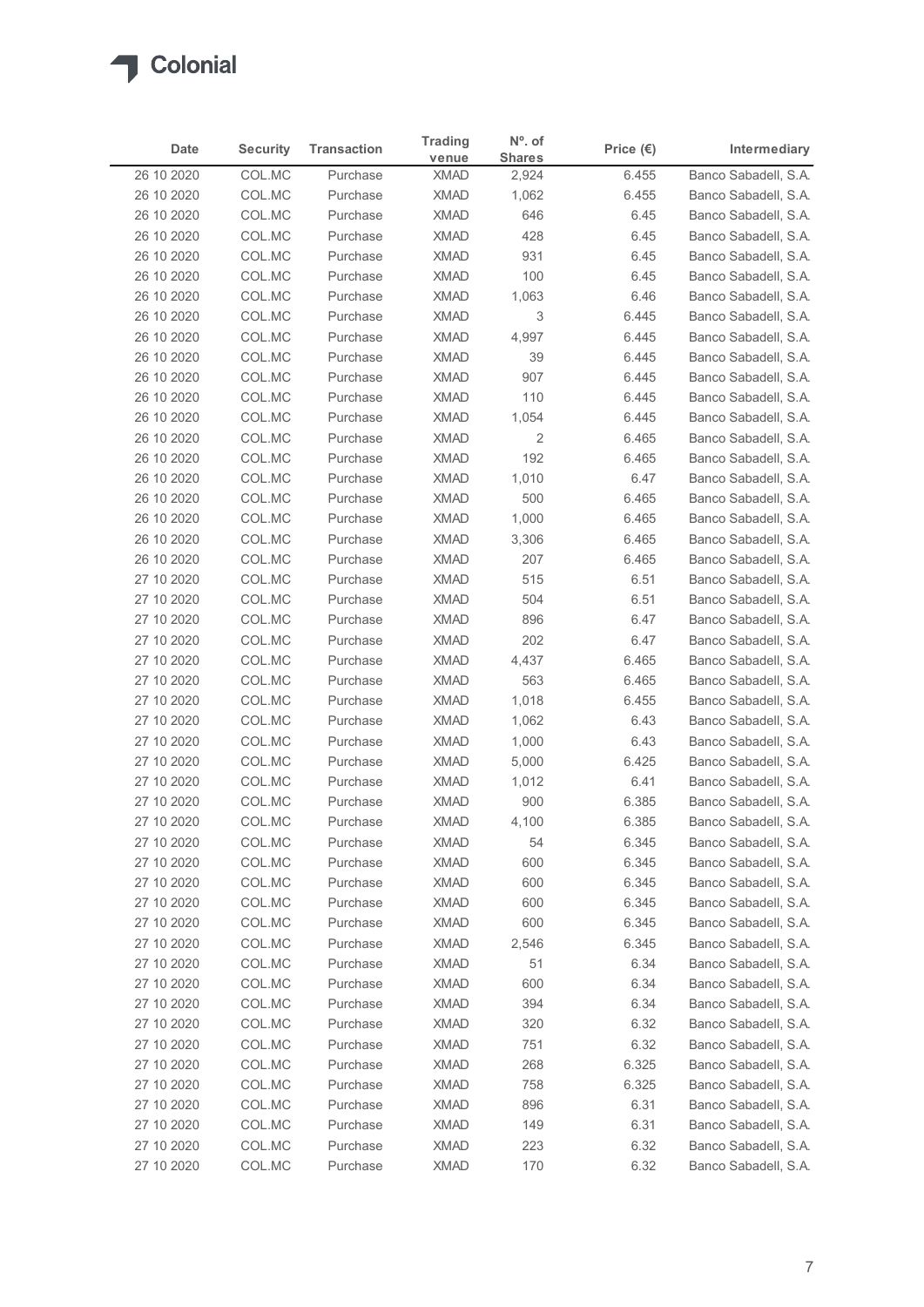| Date | Security | Transaction | Trading venue | Nº. of Shares | Price (€) | Intermediary |
|---|---|---|---|---|---|---|
| 26 10 2020 | COL.MC | Purchase | XMAD | 2,924 | 6.455 | Banco Sabadell, S.A. |
| 26 10 2020 | COL.MC | Purchase | XMAD | 1,062 | 6.455 | Banco Sabadell, S.A. |
| 26 10 2020 | COL.MC | Purchase | XMAD | 646 | 6.45 | Banco Sabadell, S.A. |
| 26 10 2020 | COL.MC | Purchase | XMAD | 428 | 6.45 | Banco Sabadell, S.A. |
| 26 10 2020 | COL.MC | Purchase | XMAD | 931 | 6.45 | Banco Sabadell, S.A. |
| 26 10 2020 | COL.MC | Purchase | XMAD | 100 | 6.45 | Banco Sabadell, S.A. |
| 26 10 2020 | COL.MC | Purchase | XMAD | 1,063 | 6.46 | Banco Sabadell, S.A. |
| 26 10 2020 | COL.MC | Purchase | XMAD | 3 | 6.445 | Banco Sabadell, S.A. |
| 26 10 2020 | COL.MC | Purchase | XMAD | 4,997 | 6.445 | Banco Sabadell, S.A. |
| 26 10 2020 | COL.MC | Purchase | XMAD | 39 | 6.445 | Banco Sabadell, S.A. |
| 26 10 2020 | COL.MC | Purchase | XMAD | 907 | 6.445 | Banco Sabadell, S.A. |
| 26 10 2020 | COL.MC | Purchase | XMAD | 110 | 6.445 | Banco Sabadell, S.A. |
| 26 10 2020 | COL.MC | Purchase | XMAD | 1,054 | 6.445 | Banco Sabadell, S.A. |
| 26 10 2020 | COL.MC | Purchase | XMAD | 2 | 6.465 | Banco Sabadell, S.A. |
| 26 10 2020 | COL.MC | Purchase | XMAD | 192 | 6.465 | Banco Sabadell, S.A. |
| 26 10 2020 | COL.MC | Purchase | XMAD | 1,010 | 6.47 | Banco Sabadell, S.A. |
| 26 10 2020 | COL.MC | Purchase | XMAD | 500 | 6.465 | Banco Sabadell, S.A. |
| 26 10 2020 | COL.MC | Purchase | XMAD | 1,000 | 6.465 | Banco Sabadell, S.A. |
| 26 10 2020 | COL.MC | Purchase | XMAD | 3,306 | 6.465 | Banco Sabadell, S.A. |
| 26 10 2020 | COL.MC | Purchase | XMAD | 207 | 6.465 | Banco Sabadell, S.A. |
| 27 10 2020 | COL.MC | Purchase | XMAD | 515 | 6.51 | Banco Sabadell, S.A. |
| 27 10 2020 | COL.MC | Purchase | XMAD | 504 | 6.51 | Banco Sabadell, S.A. |
| 27 10 2020 | COL.MC | Purchase | XMAD | 896 | 6.47 | Banco Sabadell, S.A. |
| 27 10 2020 | COL.MC | Purchase | XMAD | 202 | 6.47 | Banco Sabadell, S.A. |
| 27 10 2020 | COL.MC | Purchase | XMAD | 4,437 | 6.465 | Banco Sabadell, S.A. |
| 27 10 2020 | COL.MC | Purchase | XMAD | 563 | 6.465 | Banco Sabadell, S.A. |
| 27 10 2020 | COL.MC | Purchase | XMAD | 1,018 | 6.455 | Banco Sabadell, S.A. |
| 27 10 2020 | COL.MC | Purchase | XMAD | 1,062 | 6.43 | Banco Sabadell, S.A. |
| 27 10 2020 | COL.MC | Purchase | XMAD | 1,000 | 6.43 | Banco Sabadell, S.A. |
| 27 10 2020 | COL.MC | Purchase | XMAD | 5,000 | 6.425 | Banco Sabadell, S.A. |
| 27 10 2020 | COL.MC | Purchase | XMAD | 1,012 | 6.41 | Banco Sabadell, S.A. |
| 27 10 2020 | COL.MC | Purchase | XMAD | 900 | 6.385 | Banco Sabadell, S.A. |
| 27 10 2020 | COL.MC | Purchase | XMAD | 4,100 | 6.385 | Banco Sabadell, S.A. |
| 27 10 2020 | COL.MC | Purchase | XMAD | 54 | 6.345 | Banco Sabadell, S.A. |
| 27 10 2020 | COL.MC | Purchase | XMAD | 600 | 6.345 | Banco Sabadell, S.A. |
| 27 10 2020 | COL.MC | Purchase | XMAD | 600 | 6.345 | Banco Sabadell, S.A. |
| 27 10 2020 | COL.MC | Purchase | XMAD | 600 | 6.345 | Banco Sabadell, S.A. |
| 27 10 2020 | COL.MC | Purchase | XMAD | 600 | 6.345 | Banco Sabadell, S.A. |
| 27 10 2020 | COL.MC | Purchase | XMAD | 2,546 | 6.345 | Banco Sabadell, S.A. |
| 27 10 2020 | COL.MC | Purchase | XMAD | 51 | 6.34 | Banco Sabadell, S.A. |
| 27 10 2020 | COL.MC | Purchase | XMAD | 600 | 6.34 | Banco Sabadell, S.A. |
| 27 10 2020 | COL.MC | Purchase | XMAD | 394 | 6.34 | Banco Sabadell, S.A. |
| 27 10 2020 | COL.MC | Purchase | XMAD | 320 | 6.32 | Banco Sabadell, S.A. |
| 27 10 2020 | COL.MC | Purchase | XMAD | 751 | 6.32 | Banco Sabadell, S.A. |
| 27 10 2020 | COL.MC | Purchase | XMAD | 268 | 6.325 | Banco Sabadell, S.A. |
| 27 10 2020 | COL.MC | Purchase | XMAD | 758 | 6.325 | Banco Sabadell, S.A. |
| 27 10 2020 | COL.MC | Purchase | XMAD | 896 | 6.31 | Banco Sabadell, S.A. |
| 27 10 2020 | COL.MC | Purchase | XMAD | 149 | 6.31 | Banco Sabadell, S.A. |
| 27 10 2020 | COL.MC | Purchase | XMAD | 223 | 6.32 | Banco Sabadell, S.A. |
| 27 10 2020 | COL.MC | Purchase | XMAD | 170 | 6.32 | Banco Sabadell, S.A. |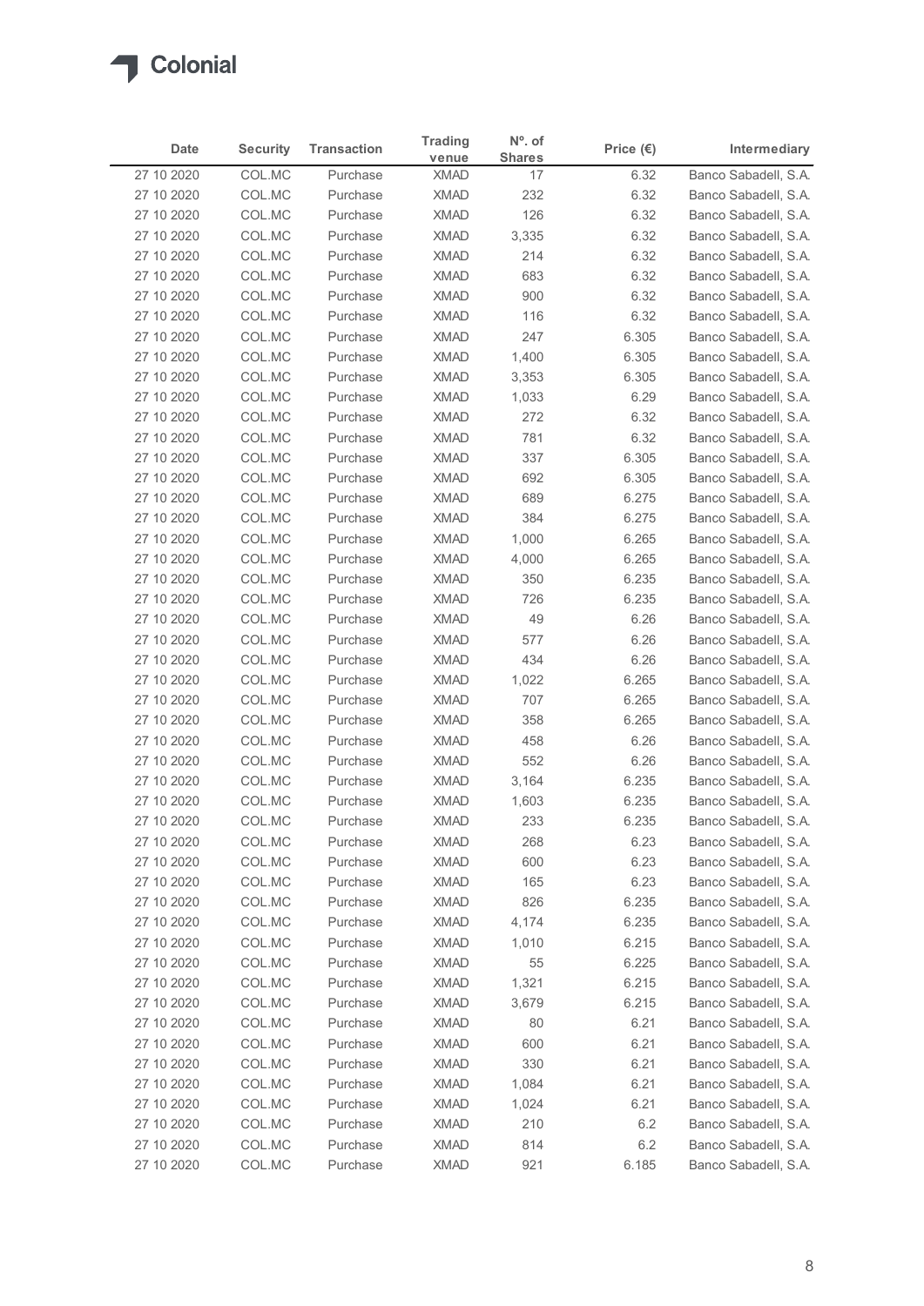| Date | Security | Transaction | Trading venue | Nº. of Shares | Price (€) | Intermediary |
|---|---|---|---|---|---|---|
| 27 10 2020 | COL.MC | Purchase | XMAD | 17 | 6.32 | Banco Sabadell, S.A. |
| 27 10 2020 | COL.MC | Purchase | XMAD | 232 | 6.32 | Banco Sabadell, S.A. |
| 27 10 2020 | COL.MC | Purchase | XMAD | 126 | 6.32 | Banco Sabadell, S.A. |
| 27 10 2020 | COL.MC | Purchase | XMAD | 3,335 | 6.32 | Banco Sabadell, S.A. |
| 27 10 2020 | COL.MC | Purchase | XMAD | 214 | 6.32 | Banco Sabadell, S.A. |
| 27 10 2020 | COL.MC | Purchase | XMAD | 683 | 6.32 | Banco Sabadell, S.A. |
| 27 10 2020 | COL.MC | Purchase | XMAD | 900 | 6.32 | Banco Sabadell, S.A. |
| 27 10 2020 | COL.MC | Purchase | XMAD | 116 | 6.32 | Banco Sabadell, S.A. |
| 27 10 2020 | COL.MC | Purchase | XMAD | 247 | 6.305 | Banco Sabadell, S.A. |
| 27 10 2020 | COL.MC | Purchase | XMAD | 1,400 | 6.305 | Banco Sabadell, S.A. |
| 27 10 2020 | COL.MC | Purchase | XMAD | 3,353 | 6.305 | Banco Sabadell, S.A. |
| 27 10 2020 | COL.MC | Purchase | XMAD | 1,033 | 6.29 | Banco Sabadell, S.A. |
| 27 10 2020 | COL.MC | Purchase | XMAD | 272 | 6.32 | Banco Sabadell, S.A. |
| 27 10 2020 | COL.MC | Purchase | XMAD | 781 | 6.32 | Banco Sabadell, S.A. |
| 27 10 2020 | COL.MC | Purchase | XMAD | 337 | 6.305 | Banco Sabadell, S.A. |
| 27 10 2020 | COL.MC | Purchase | XMAD | 692 | 6.305 | Banco Sabadell, S.A. |
| 27 10 2020 | COL.MC | Purchase | XMAD | 689 | 6.275 | Banco Sabadell, S.A. |
| 27 10 2020 | COL.MC | Purchase | XMAD | 384 | 6.275 | Banco Sabadell, S.A. |
| 27 10 2020 | COL.MC | Purchase | XMAD | 1,000 | 6.265 | Banco Sabadell, S.A. |
| 27 10 2020 | COL.MC | Purchase | XMAD | 4,000 | 6.265 | Banco Sabadell, S.A. |
| 27 10 2020 | COL.MC | Purchase | XMAD | 350 | 6.235 | Banco Sabadell, S.A. |
| 27 10 2020 | COL.MC | Purchase | XMAD | 726 | 6.235 | Banco Sabadell, S.A. |
| 27 10 2020 | COL.MC | Purchase | XMAD | 49 | 6.26 | Banco Sabadell, S.A. |
| 27 10 2020 | COL.MC | Purchase | XMAD | 577 | 6.26 | Banco Sabadell, S.A. |
| 27 10 2020 | COL.MC | Purchase | XMAD | 434 | 6.26 | Banco Sabadell, S.A. |
| 27 10 2020 | COL.MC | Purchase | XMAD | 1,022 | 6.265 | Banco Sabadell, S.A. |
| 27 10 2020 | COL.MC | Purchase | XMAD | 707 | 6.265 | Banco Sabadell, S.A. |
| 27 10 2020 | COL.MC | Purchase | XMAD | 358 | 6.265 | Banco Sabadell, S.A. |
| 27 10 2020 | COL.MC | Purchase | XMAD | 458 | 6.26 | Banco Sabadell, S.A. |
| 27 10 2020 | COL.MC | Purchase | XMAD | 552 | 6.26 | Banco Sabadell, S.A. |
| 27 10 2020 | COL.MC | Purchase | XMAD | 3,164 | 6.235 | Banco Sabadell, S.A. |
| 27 10 2020 | COL.MC | Purchase | XMAD | 1,603 | 6.235 | Banco Sabadell, S.A. |
| 27 10 2020 | COL.MC | Purchase | XMAD | 233 | 6.235 | Banco Sabadell, S.A. |
| 27 10 2020 | COL.MC | Purchase | XMAD | 268 | 6.23 | Banco Sabadell, S.A. |
| 27 10 2020 | COL.MC | Purchase | XMAD | 600 | 6.23 | Banco Sabadell, S.A. |
| 27 10 2020 | COL.MC | Purchase | XMAD | 165 | 6.23 | Banco Sabadell, S.A. |
| 27 10 2020 | COL.MC | Purchase | XMAD | 826 | 6.235 | Banco Sabadell, S.A. |
| 27 10 2020 | COL.MC | Purchase | XMAD | 4,174 | 6.235 | Banco Sabadell, S.A. |
| 27 10 2020 | COL.MC | Purchase | XMAD | 1,010 | 6.215 | Banco Sabadell, S.A. |
| 27 10 2020 | COL.MC | Purchase | XMAD | 55 | 6.225 | Banco Sabadell, S.A. |
| 27 10 2020 | COL.MC | Purchase | XMAD | 1,321 | 6.215 | Banco Sabadell, S.A. |
| 27 10 2020 | COL.MC | Purchase | XMAD | 3,679 | 6.215 | Banco Sabadell, S.A. |
| 27 10 2020 | COL.MC | Purchase | XMAD | 80 | 6.21 | Banco Sabadell, S.A. |
| 27 10 2020 | COL.MC | Purchase | XMAD | 600 | 6.21 | Banco Sabadell, S.A. |
| 27 10 2020 | COL.MC | Purchase | XMAD | 330 | 6.21 | Banco Sabadell, S.A. |
| 27 10 2020 | COL.MC | Purchase | XMAD | 1,084 | 6.21 | Banco Sabadell, S.A. |
| 27 10 2020 | COL.MC | Purchase | XMAD | 1,024 | 6.21 | Banco Sabadell, S.A. |
| 27 10 2020 | COL.MC | Purchase | XMAD | 210 | 6.2 | Banco Sabadell, S.A. |
| 27 10 2020 | COL.MC | Purchase | XMAD | 814 | 6.2 | Banco Sabadell, S.A. |
| 27 10 2020 | COL.MC | Purchase | XMAD | 921 | 6.185 | Banco Sabadell, S.A. |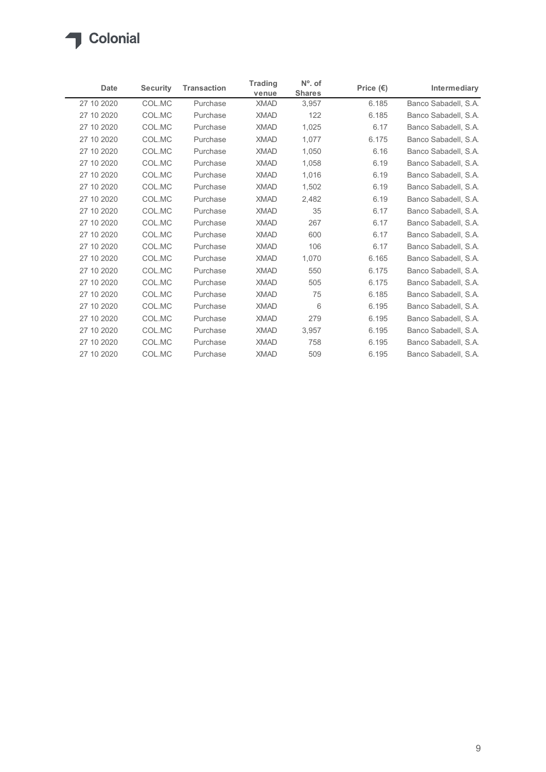| Date | Security | Transaction | Trading venue | Nº. of Shares | Price (€) | Intermediary |
|---|---|---|---|---|---|---|
| 27 10 2020 | COL.MC | Purchase | XMAD | 3,957 | 6.185 | Banco Sabadell, S.A. |
| 27 10 2020 | COL.MC | Purchase | XMAD | 122 | 6.185 | Banco Sabadell, S.A. |
| 27 10 2020 | COL.MC | Purchase | XMAD | 1,025 | 6.17 | Banco Sabadell, S.A. |
| 27 10 2020 | COL.MC | Purchase | XMAD | 1,077 | 6.175 | Banco Sabadell, S.A. |
| 27 10 2020 | COL.MC | Purchase | XMAD | 1,050 | 6.16 | Banco Sabadell, S.A. |
| 27 10 2020 | COL.MC | Purchase | XMAD | 1,058 | 6.19 | Banco Sabadell, S.A. |
| 27 10 2020 | COL.MC | Purchase | XMAD | 1,016 | 6.19 | Banco Sabadell, S.A. |
| 27 10 2020 | COL.MC | Purchase | XMAD | 1,502 | 6.19 | Banco Sabadell, S.A. |
| 27 10 2020 | COL.MC | Purchase | XMAD | 2,482 | 6.19 | Banco Sabadell, S.A. |
| 27 10 2020 | COL.MC | Purchase | XMAD | 35 | 6.17 | Banco Sabadell, S.A. |
| 27 10 2020 | COL.MC | Purchase | XMAD | 267 | 6.17 | Banco Sabadell, S.A. |
| 27 10 2020 | COL.MC | Purchase | XMAD | 600 | 6.17 | Banco Sabadell, S.A. |
| 27 10 2020 | COL.MC | Purchase | XMAD | 106 | 6.17 | Banco Sabadell, S.A. |
| 27 10 2020 | COL.MC | Purchase | XMAD | 1,070 | 6.165 | Banco Sabadell, S.A. |
| 27 10 2020 | COL.MC | Purchase | XMAD | 550 | 6.175 | Banco Sabadell, S.A. |
| 27 10 2020 | COL.MC | Purchase | XMAD | 505 | 6.175 | Banco Sabadell, S.A. |
| 27 10 2020 | COL.MC | Purchase | XMAD | 75 | 6.185 | Banco Sabadell, S.A. |
| 27 10 2020 | COL.MC | Purchase | XMAD | 6 | 6.195 | Banco Sabadell, S.A. |
| 27 10 2020 | COL.MC | Purchase | XMAD | 279 | 6.195 | Banco Sabadell, S.A. |
| 27 10 2020 | COL.MC | Purchase | XMAD | 3,957 | 6.195 | Banco Sabadell, S.A. |
| 27 10 2020 | COL.MC | Purchase | XMAD | 758 | 6.195 | Banco Sabadell, S.A. |
| 27 10 2020 | COL.MC | Purchase | XMAD | 509 | 6.195 | Banco Sabadell, S.A. |